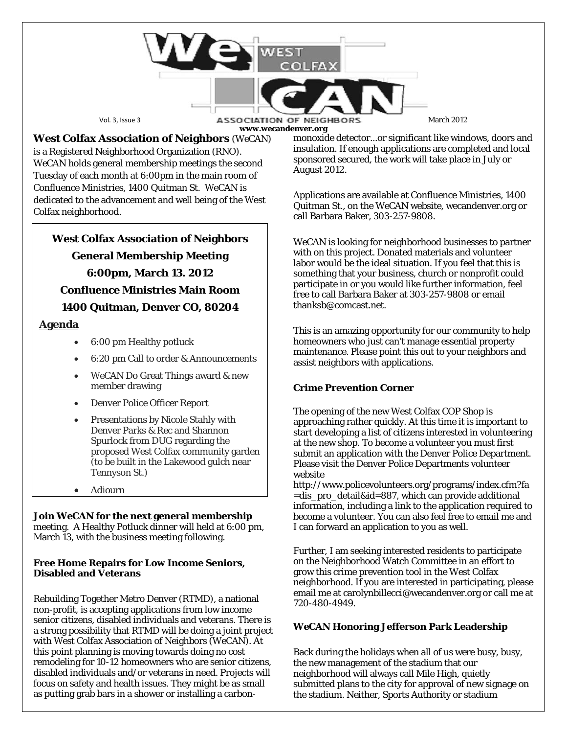# We CAN — West Colfax Association of Neighbors

Vol. 3, Issue 3 | March 2012

www.wecandenver.org

**West Colfax Association of Neighbors** (WeCAN) is a Registered Neighborhood Organization (RNO). WeCAN holds general membership meetings the second Tuesday of each month at 6:00pm in the main room of Confluence Ministries, 1400 Quitman St. WeCAN is dedicated to the advancement and well being of the West Colfax neighborhood.

**West Colfax Association of Neighbors**
**General Membership Meeting**
**6:00pm, March 13. 2012**
**Confluence Ministries Main Room**
**1400 Quitman, Denver CO, 80204**

**Agenda**

- 6:00 pm Healthy potluck
- 6:20 pm Call to order & Announcements
- WeCAN Do Great Things award & new member drawing
- Denver Police Officer Report
- Presentations by Nicole Stahly with Denver Parks & Rec and Shannon Spurlock from DUG regarding the proposed West Colfax community garden (to be built in the Lakewood gulch near Tennyson St.)
- Adiourn

**Join WeCAN for the next general membership** meeting. A Healthy Potluck dinner will held at 6:00 pm, March 13, with the business meeting following.

### Free Home Repairs for Low Income Seniors, Disabled and Veterans

Rebuilding Together Metro Denver (RTMD), a national non-profit, is accepting applications from low income senior citizens, disabled individuals and veterans. There is a strong possibility that RTMD will be doing a joint project with West Colfax Association of Neighbors (WeCAN). At this point planning is moving towards doing no cost remodeling for 10-12 homeowners who are senior citizens, disabled individuals and/or veterans in need. Projects will focus on safety and health issues. They might be as small as putting grab bars in a shower or installing a carbon-monoxide detector...or significant like windows, doors and insulation. If enough applications are completed and local sponsored secured, the work will take place in July or August 2012.

Applications are available at Confluence Ministries, 1400 Quitman St., on the WeCAN website, wecandenver.org or call Barbara Baker, 303-257-9808.

WeCAN is looking for neighborhood businesses to partner with on this project. Donated materials and volunteer labor would be the ideal situation. If you feel that this is something that your business, church or nonprofit could participate in or you would like further information, feel free to call Barbara Baker at 303-257-9808 or email thanksb@comcast.net.

This is an amazing opportunity for our community to help homeowners who just can't manage essential property maintenance. Please point this out to your neighbors and assist neighbors with applications.

### Crime Prevention Corner

The opening of the new West Colfax COP Shop is approaching rather quickly. At this time it is important to start developing a list of citizens interested in volunteering at the new shop. To become a volunteer you must first submit an application with the Denver Police Department. Please visit the Denver Police Departments volunteer website http://www.policevolunteers.org/programs/index.cfm?fa=dis_pro_detail&id=887, which can provide additional information, including a link to the application required to become a volunteer. You can also feel free to email me and I can forward an application to you as well.

Further, I am seeking interested residents to participate on the Neighborhood Watch Committee in an effort to grow this crime prevention tool in the West Colfax neighborhood. If you are interested in participating, please email me at carolynbillecci@wecandenver.org or call me at 720-480-4949.

### WeCAN Honoring Jefferson Park Leadership

Back during the holidays when all of us were busy, busy, the new management of the stadium that our neighborhood will always call Mile High, quietly submitted plans to the city for approval of new signage on the stadium. Neither, Sports Authority or stadium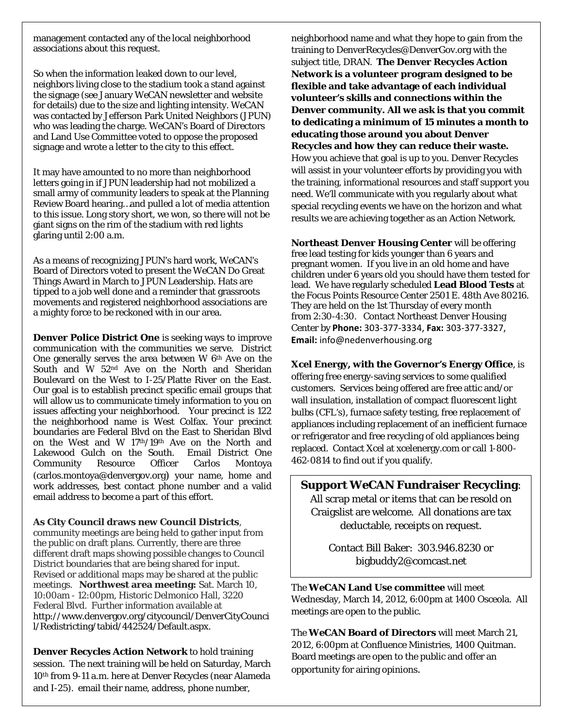management contacted any of the local neighborhood associations about this request.

So when the information leaked down to our level, neighbors living close to the stadium took a stand against the signage (see January WeCAN newsletter and website for details) due to the size and lighting intensity. WeCAN was contacted by Jefferson Park United Neighbors (JPUN) who was leading the charge. WeCAN's Board of Directors and Land Use Committee voted to oppose the proposed signage and wrote a letter to the city to this effect.

It may have amounted to no more than neighborhood letters going in if JPUN leadership had not mobilized a small army of community leaders to speak at the Planning Review Board hearing…and pulled a lot of media attention to this issue. Long story short, we won, so there will not be giant signs on the rim of the stadium with red lights glaring until 2:00 a.m.

As a means of recognizing JPUN's hard work, WeCAN's Board of Directors voted to present the WeCAN Do Great Things Award in March to JPUN Leadership. Hats are tipped to a job well done and a reminder that grassroots movements and registered neighborhood associations are a mighty force to be reckoned with in our area.

**Denver Police District One** is seeking ways to improve communication with the communities we serve. District One generally serves the area between W 6th Ave on the South and W 52nd Ave on the North and Sheridan Boulevard on the West to I-25/Platte River on the East. Our goal is to establish precinct specific email groups that will allow us to communicate timely information to you on issues affecting your neighborhood. Your precinct is 122 the neighborhood name is West Colfax. Your precinct boundaries are Federal Blvd on the East to Sheridan Blvd on the West and W 17th/19th Ave on the North and Lakewood Gulch on the South. Email District One Community Resource Officer Carlos Montoya (carlos.montoya@denvergov.org) your name, home and work addresses, best contact phone number and a valid email address to become a part of this effort.

**As City Council draws new Council Districts**, community meetings are being held to gather input from the public on draft plans. Currently, there are three different draft maps showing possible changes to Council District boundaries that are being shared for input. Revised or additional maps may be shared at the public meetings. **Northwest area meeting:** Sat. March 10, 10:00am - 12:00pm, Historic Delmonico Hall, 3220 Federal Blvd. Further information available at http://www.denvergov.org/citycouncil/DenverCityCouncil/Redistricting/tabid/442524/Default.aspx.

**Denver Recycles Action Network** to hold training session. The next training will be held on Saturday, March 10th from 9-11 a.m. here at Denver Recycles (near Alameda and I-25). email their name, address, phone number, neighborhood name and what they hope to gain from the training to DenverRecycles@DenverGov.org with the subject title, DRAN. **The Denver Recycles Action Network is a volunteer program designed to be flexible and take advantage of each individual volunteer's skills and connections within the Denver community. All we ask is that you commit to dedicating a minimum of 15 minutes a month to educating those around you about Denver Recycles and how they can reduce their waste.** How you achieve that goal is up to you. Denver Recycles will assist in your volunteer efforts by providing you with the training, informational resources and staff support you need. We'll communicate with you regularly about what special recycling events we have on the horizon and what results we are achieving together as an Action Network.

**Northeast Denver Housing Center** will be offering free lead testing for kids younger than 6 years and pregnant women. If you live in an old home and have children under 6 years old you should have them tested for lead. We have regularly scheduled **Lead Blood Tests** at the Focus Points Resource Center 2501 E. 48th Ave 80216. They are held on the 1st Thursday of every month from 2:30-4:30. Contact Northeast Denver Housing Center by **Phone:** 303-377-3334, **Fax:** 303-377-3327, **Email:** info@nedenverhousing.org

**Xcel Energy, with the Governor's Energy Office**, is offering free energy-saving services to some qualified customers. Services being offered are free attic and/or wall insulation, installation of compact fluorescent light bulbs (CFL's), furnace safety testing, free replacement of appliances including replacement of an inefficient furnace or refrigerator and free recycling of old appliances being replaced. Contact Xcel at xcelenergy.com or call 1-800-462-0814 to find out if you qualify.

**Support WeCAN Fundraiser Recycling:**
All scrap metal or items that can be resold on Craigslist are welcome. All donations are tax deductable, receipts on request.

Contact Bill Baker: 303.946.8230 or bigbuddy2@comcast.net

The **WeCAN Land Use committee** will meet Wednesday, March 14, 2012, 6:00pm at 1400 Osceola. All meetings are open to the public.

The **WeCAN Board of Directors** will meet March 21, 2012, 6:00pm at Confluence Ministries, 1400 Quitman. Board meetings are open to the public and offer an opportunity for airing opinions.